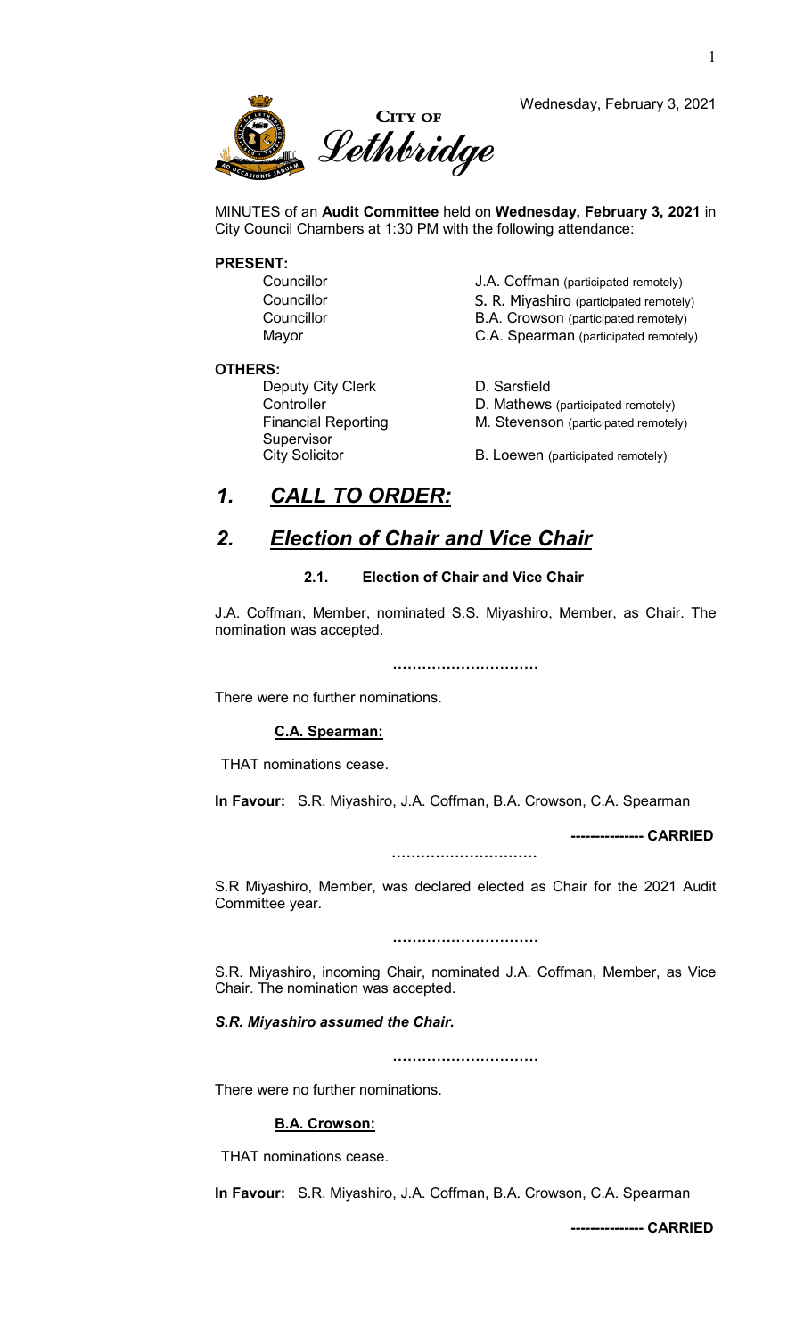Wednesday, February 3, 2021

**CITY OF** *Lethbridge*

MINUTES of an **Audit Committee** held on **Wednesday, February 3, 2021** in City Council Chambers at 1:30 PM with the following attendance:

**PRESENT:**

| | |
|---|---|
| Councillor | J.A. Coffman (participated remotely) |
| Councillor | S. R. Miyashiro (participated remotely) |
| Councillor | B.A. Crowson (participated remotely) |
| Mayor | C.A. Spearman (participated remotely) |

**OTHERS:**

| | |
|---|---|
| Deputy City Clerk | D. Sarsfield |
| Controller | D. Mathews (participated remotely) |
| Financial Reporting Supervisor | M. Stevenson (participated remotely) |
| City Solicitor | B. Loewen (participated remotely) |

## *1. CALL TO ORDER:*

## *2. Election of Chair and Vice Chair*

### 2.1. Election of Chair and Vice Chair

J.A. Coffman, Member, nominated S.S. Miyashiro, Member, as Chair. The nomination was accepted.

…………………………

There were no further nominations.

**C.A. Spearman:**

THAT nominations cease.

**In Favour:** S.R. Miyashiro, J.A. Coffman, B.A. Crowson, C.A. Spearman

**--------------- CARRIED**

…………………………

S.R Miyashiro, Member, was declared elected as Chair for the 2021 Audit Committee year.

…………………………

S.R. Miyashiro, incoming Chair, nominated J.A. Coffman, Member, as Vice Chair. The nomination was accepted.

***S.R. Miyashiro assumed the Chair.***

…………………………

There were no further nominations.

**B.A. Crowson:**

THAT nominations cease.

**In Favour:** S.R. Miyashiro, J.A. Coffman, B.A. Crowson, C.A. Spearman

**--------------- CARRIED**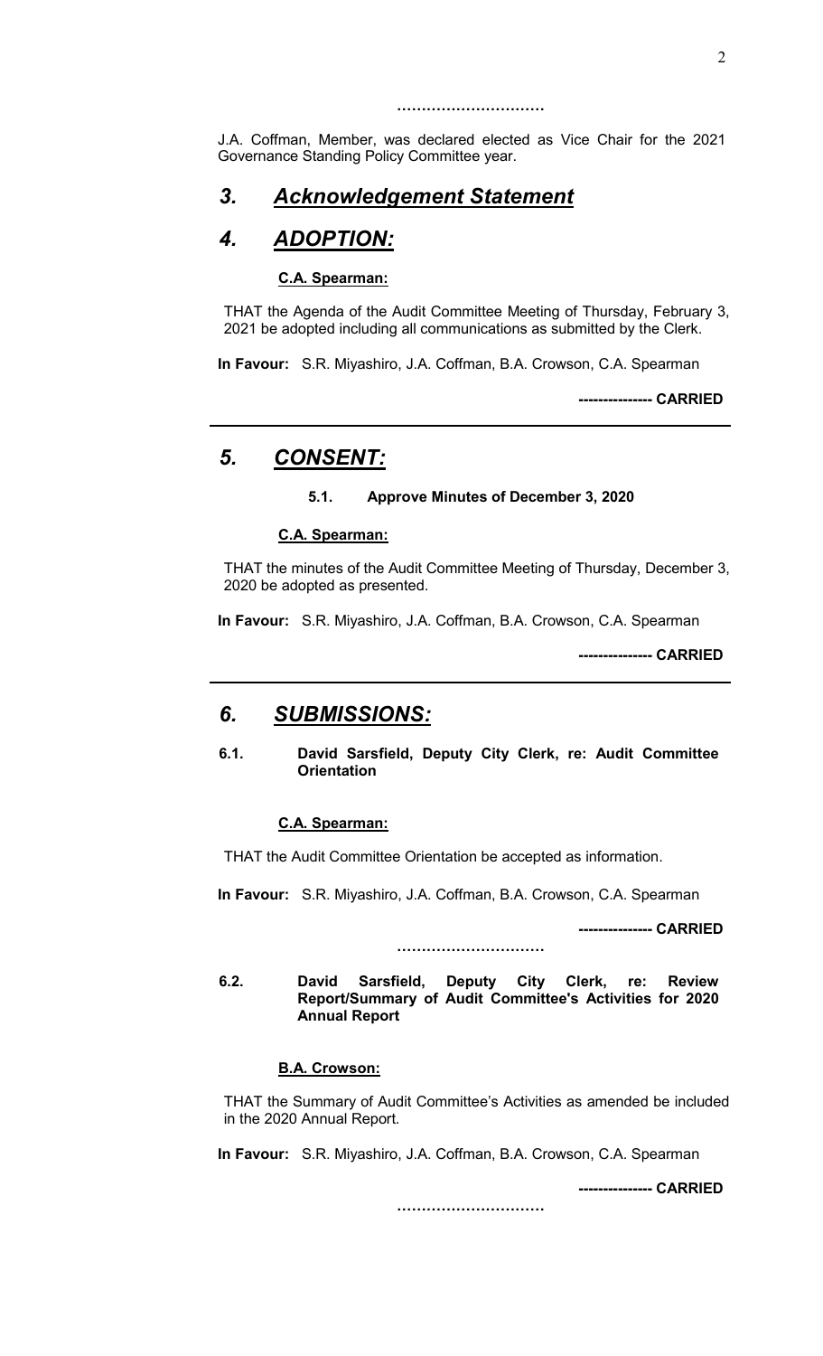………………………

J.A. Coffman, Member, was declared elected as Vice Chair for the 2021 Governance Standing Policy Committee year.

## *3. Acknowledgement Statement*

## *4. ADOPTION:*

**C.A. Spearman:**

THAT the Agenda of the Audit Committee Meeting of Thursday, February 3, 2021 be adopted including all communications as submitted by the Clerk.

**In Favour:** S.R. Miyashiro, J.A. Coffman, B.A. Crowson, C.A. Spearman

**--------------- CARRIED**

---

## *5. CONSENT:*

**5.1. Approve Minutes of December 3, 2020**

**C.A. Spearman:**

THAT the minutes of the Audit Committee Meeting of Thursday, December 3, 2020 be adopted as presented.

**In Favour:** S.R. Miyashiro, J.A. Coffman, B.A. Crowson, C.A. Spearman

**--------------- CARRIED**

---

## *6. SUBMISSIONS:*

**6.1. David Sarsfield, Deputy City Clerk, re: Audit Committee Orientation**

**C.A. Spearman:**

THAT the Audit Committee Orientation be accepted as information.

**In Favour:** S.R. Miyashiro, J.A. Coffman, B.A. Crowson, C.A. Spearman

**--------------- CARRIED**

………………………

**6.2. David Sarsfield, Deputy City Clerk, re: Review Report/Summary of Audit Committee's Activities for 2020 Annual Report**

**B.A. Crowson:**

THAT the Summary of Audit Committee's Activities as amended be included in the 2020 Annual Report.

**In Favour:** S.R. Miyashiro, J.A. Coffman, B.A. Crowson, C.A. Spearman

**--------------- CARRIED**

………………………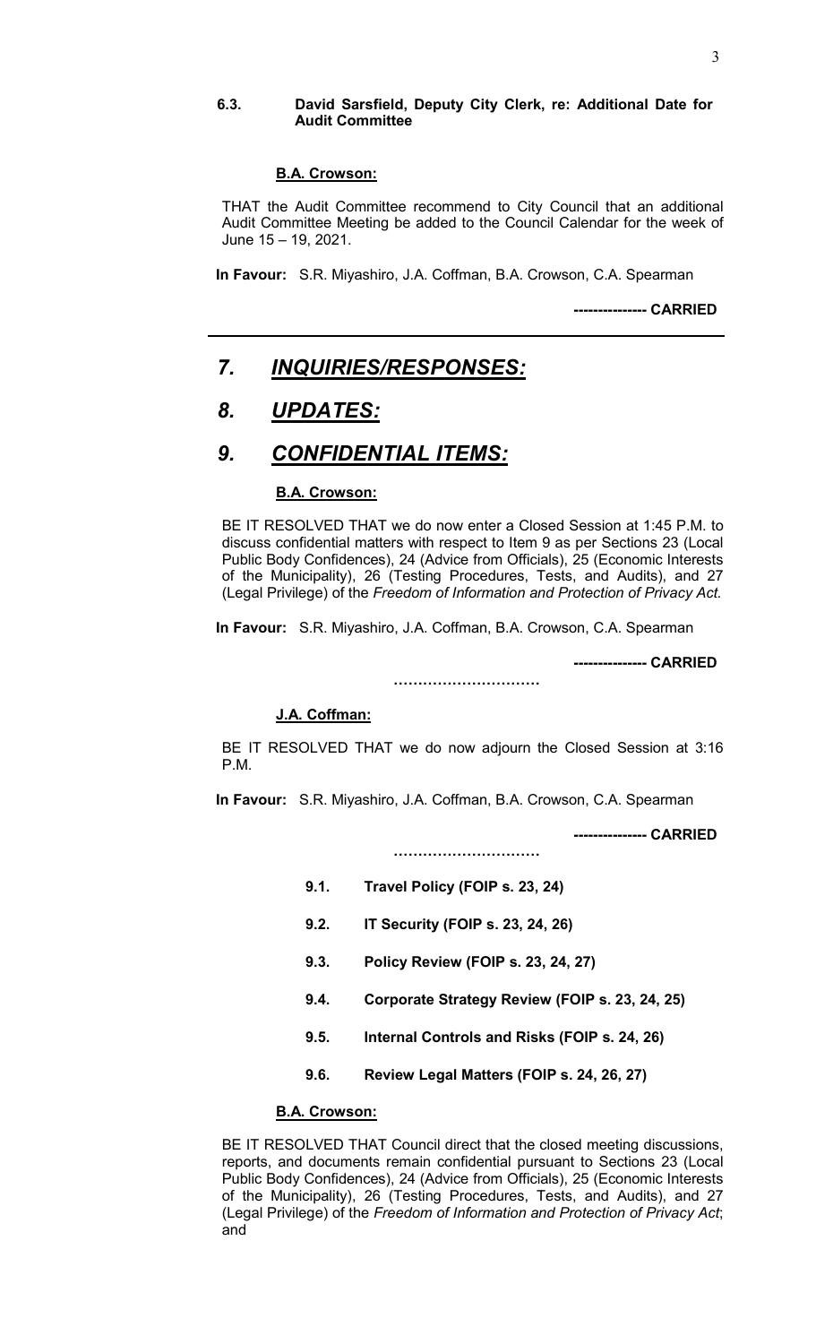**6.3. David Sarsfield, Deputy City Clerk, re: Additional Date for Audit Committee**

**B.A. Crowson:**

THAT the Audit Committee recommend to City Council that an additional Audit Committee Meeting be added to the Council Calendar for the week of June 15 – 19, 2021.

**In Favour:** S.R. Miyashiro, J.A. Coffman, B.A. Crowson, C.A. Spearman

**--------------- CARRIED**

---

## *7. INQUIRIES/RESPONSES:*

## *8. UPDATES:*

## *9. CONFIDENTIAL ITEMS:*

**B.A. Crowson:**

BE IT RESOLVED THAT we do now enter a Closed Session at 1:45 P.M. to discuss confidential matters with respect to Item 9 as per Sections 23 (Local Public Body Confidences), 24 (Advice from Officials), 25 (Economic Interests of the Municipality), 26 (Testing Procedures, Tests, and Audits), and 27 (Legal Privilege) of the *Freedom of Information and Protection of Privacy Act.*

**In Favour:** S.R. Miyashiro, J.A. Coffman, B.A. Crowson, C.A. Spearman

**--------------- CARRIED**

…………………………

**J.A. Coffman:**

BE IT RESOLVED THAT we do now adjourn the Closed Session at 3:16 P.M.

**In Favour:** S.R. Miyashiro, J.A. Coffman, B.A. Crowson, C.A. Spearman

**--------------- CARRIED**

…………………………

**9.1. Travel Policy (FOIP s. 23, 24)**

**9.2. IT Security (FOIP s. 23, 24, 26)**

**9.3. Policy Review (FOIP s. 23, 24, 27)**

**9.4. Corporate Strategy Review (FOIP s. 23, 24, 25)**

**9.5. Internal Controls and Risks (FOIP s. 24, 26)**

**9.6. Review Legal Matters (FOIP s. 24, 26, 27)**

**B.A. Crowson:**

BE IT RESOLVED THAT Council direct that the closed meeting discussions, reports, and documents remain confidential pursuant to Sections 23 (Local Public Body Confidences), 24 (Advice from Officials), 25 (Economic Interests of the Municipality), 26 (Testing Procedures, Tests, and Audits), and 27 (Legal Privilege) of the *Freedom of Information and Protection of Privacy Act*; and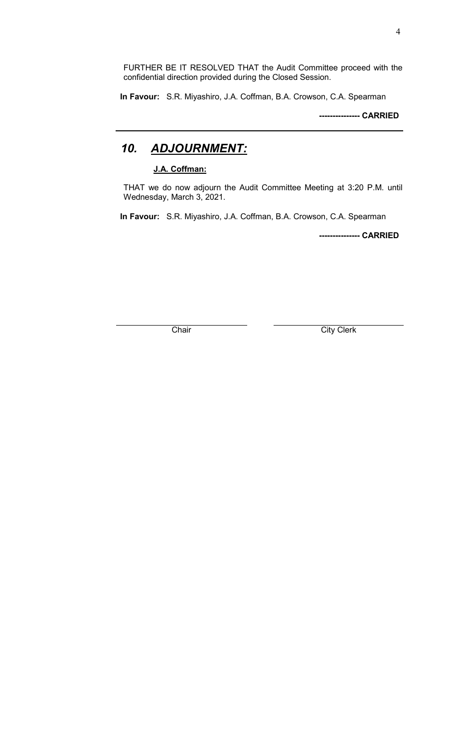FURTHER BE IT RESOLVED THAT the Audit Committee proceed with the confidential direction provided during the Closed Session.

**In Favour:** S.R. Miyashiro, J.A. Coffman, B.A. Crowson, C.A. Spearman

**--------------- CARRIED**

---

## *10. ADJOURNMENT:*

**J.A. Coffman:**

THAT we do now adjourn the Audit Committee Meeting at 3:20 P.M. until Wednesday, March 3, 2021.

**In Favour:** S.R. Miyashiro, J.A. Coffman, B.A. Crowson, C.A. Spearman

**--------------- CARRIED**

Chair

City Clerk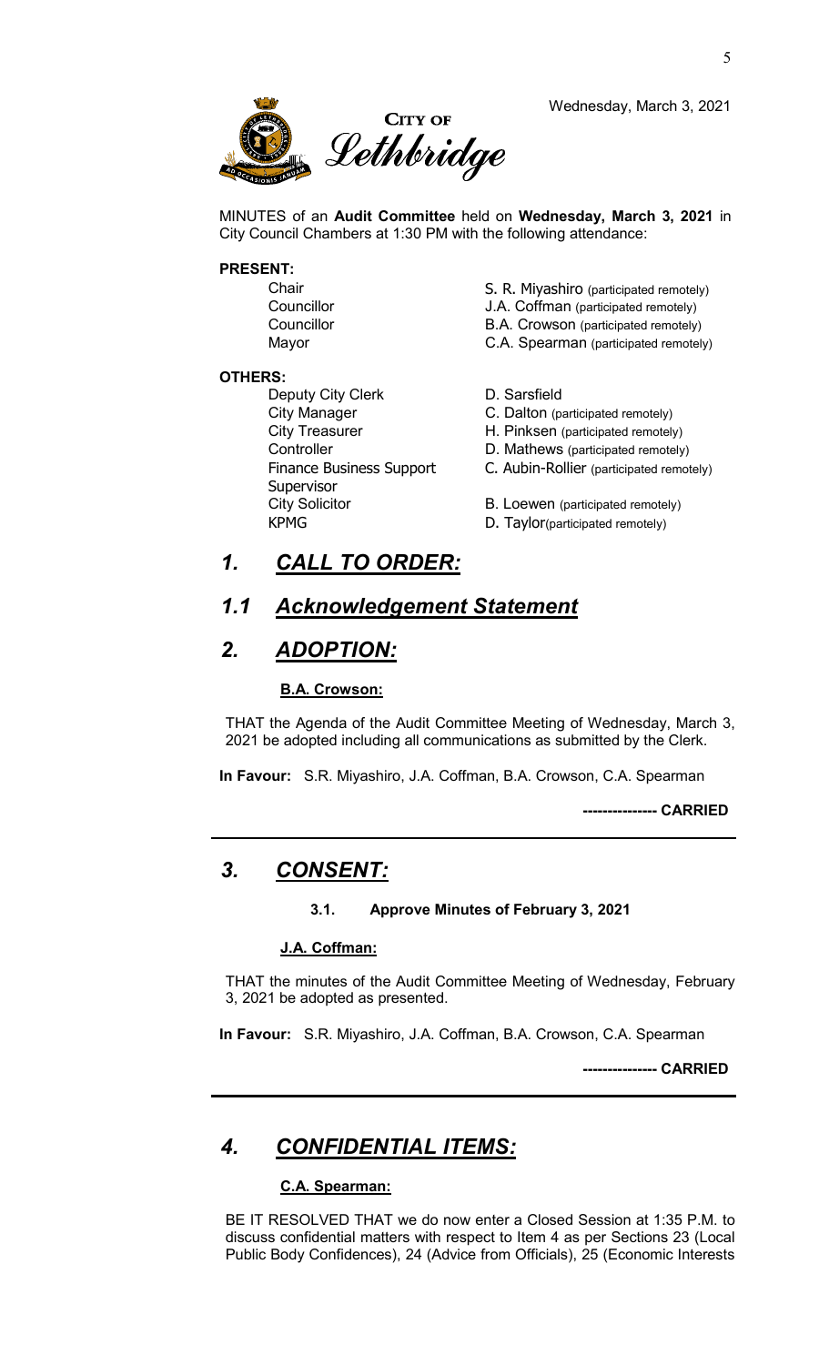Wednesday, March 3, 2021

MINUTES of an **Audit Committee** held on **Wednesday, March 3, 2021** in City Council Chambers at 1:30 PM with the following attendance:

**PRESENT:**

| | |
|---|---|
| Chair | S. R. Miyashiro (participated remotely) |
| Councillor | J.A. Coffman (participated remotely) |
| Councillor | B.A. Crowson (participated remotely) |
| Mayor | C.A. Spearman (participated remotely) |

**OTHERS:**

| | |
|---|---|
| Deputy City Clerk | D. Sarsfield |
| City Manager | C. Dalton (participated remotely) |
| City Treasurer | H. Pinksen (participated remotely) |
| Controller | D. Mathews (participated remotely) |
| Finance Business Support Supervisor | C. Aubin-Rollier (participated remotely) |
| City Solicitor | B. Loewen (participated remotely) |
| KPMG | D. Taylor(participated remotely) |

# *1. CALL TO ORDER:*

# *1.1 Acknowledgement Statement*

# *2. ADOPTION:*

**B.A. Crowson:**

THAT the Agenda of the Audit Committee Meeting of Wednesday, March 3, 2021 be adopted including all communications as submitted by the Clerk.

**In Favour:** S.R. Miyashiro, J.A. Coffman, B.A. Crowson, C.A. Spearman

**--------------- CARRIED**

# *3. CONSENT:*

**3.1. Approve Minutes of February 3, 2021**

**J.A. Coffman:**

THAT the minutes of the Audit Committee Meeting of Wednesday, February 3, 2021 be adopted as presented.

**In Favour:** S.R. Miyashiro, J.A. Coffman, B.A. Crowson, C.A. Spearman

**--------------- CARRIED**

# *4. CONFIDENTIAL ITEMS:*

**C.A. Spearman:**

BE IT RESOLVED THAT we do now enter a Closed Session at 1:35 P.M. to discuss confidential matters with respect to Item 4 as per Sections 23 (Local Public Body Confidences), 24 (Advice from Officials), 25 (Economic Interests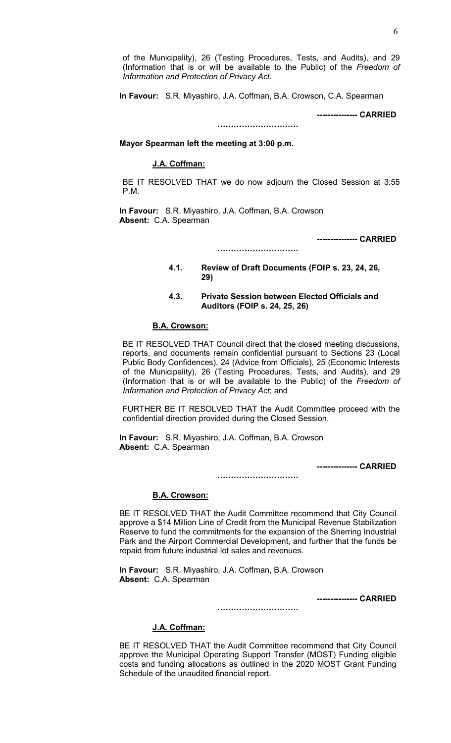of the Municipality), 26 (Testing Procedures, Tests, and Audits), and 29 (Information that is or will be available to the Public) of the *Freedom of Information and Protection of Privacy Act.*

**In Favour:** S.R. Miyashiro, J.A. Coffman, B.A. Crowson, C.A. Spearman

**--------------- CARRIED**

…………………………

**Mayor Spearman left the meeting at 3:00 p.m.**

**J.A. Coffman:**

BE IT RESOLVED THAT we do now adjourn the Closed Session at 3:55 P.M.

**In Favour:** S.R. Miyashiro, J.A. Coffman, B.A. Crowson
**Absent:** C.A. Spearman

**--------------- CARRIED**

…………………………

**4.1. Review of Draft Documents (FOIP s. 23, 24, 26, 29)**

**4.3. Private Session between Elected Officials and Auditors (FOIP s. 24, 25, 26)**

**B.A. Crowson:**

BE IT RESOLVED THAT Council direct that the closed meeting discussions, reports, and documents remain confidential pursuant to Sections 23 (Local Public Body Confidences), 24 (Advice from Officials), 25 (Economic Interests of the Municipality), 26 (Testing Procedures, Tests, and Audits), and 29 (Information that is or will be available to the Public) of the *Freedom of Information and Protection of Privacy Act*; and

FURTHER BE IT RESOLVED THAT the Audit Committee proceed with the confidential direction provided during the Closed Session.

**In Favour:** S.R. Miyashiro, J.A. Coffman, B.A. Crowson
**Absent:** C.A. Spearman

**--------------- CARRIED**

…………………………

**B.A. Crowson:**

BE IT RESOLVED THAT the Audit Committee recommend that City Council approve a $14 Million Line of Credit from the Municipal Revenue Stabilization Reserve to fund the commitments for the expansion of the Sherring Industrial Park and the Airport Commercial Development, and further that the funds be repaid from future industrial lot sales and revenues.

**In Favour:** S.R. Miyashiro, J.A. Coffman, B.A. Crowson
**Absent:** C.A. Spearman

**--------------- CARRIED**

…………………………

**J.A. Coffman:**

BE IT RESOLVED THAT the Audit Committee recommend that City Council approve the Municipal Operating Support Transfer (MOST) Funding eligible costs and funding allocations as outlined in the 2020 MOST Grant Funding Schedule of the unaudited financial report.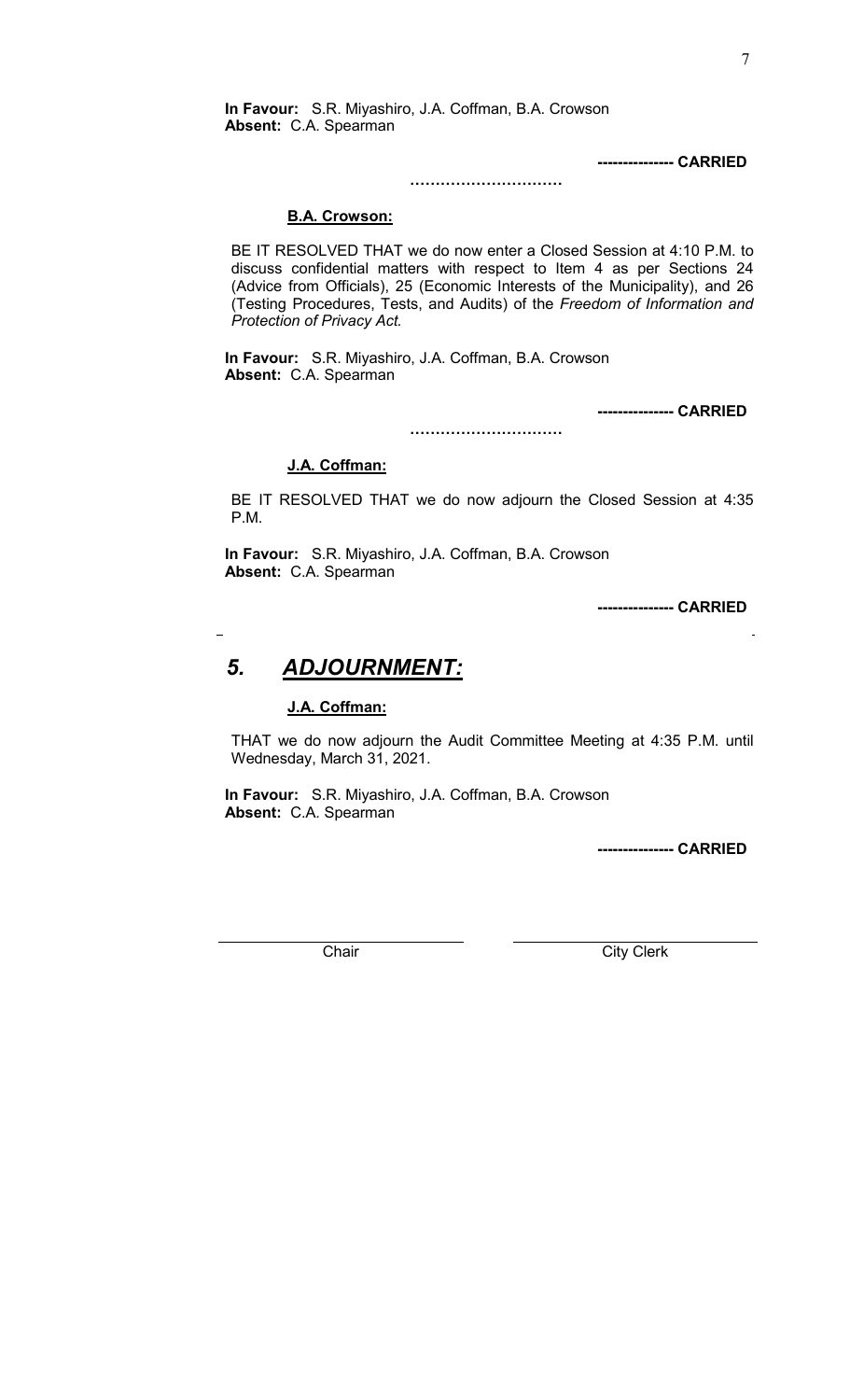**In Favour:** S.R. Miyashiro, J.A. Coffman, B.A. Crowson
**Absent:** C.A. Spearman

**--------------- CARRIED**

…………………………

**B.A. Crowson:**

BE IT RESOLVED THAT we do now enter a Closed Session at 4:10 P.M. to discuss confidential matters with respect to Item 4 as per Sections 24 (Advice from Officials), 25 (Economic Interests of the Municipality), and 26 (Testing Procedures, Tests, and Audits) of the *Freedom of Information and Protection of Privacy Act.*

**In Favour:** S.R. Miyashiro, J.A. Coffman, B.A. Crowson
**Absent:** C.A. Spearman

**--------------- CARRIED**

…………………………

**J.A. Coffman:**

BE IT RESOLVED THAT we do now adjourn the Closed Session at 4:35 P.M.

**In Favour:** S.R. Miyashiro, J.A. Coffman, B.A. Crowson
**Absent:** C.A. Spearman

**--------------- CARRIED**

## *5. ADJOURNMENT:*

**J.A. Coffman:**

THAT we do now adjourn the Audit Committee Meeting at 4:35 P.M. until Wednesday, March 31, 2021.

**In Favour:** S.R. Miyashiro, J.A. Coffman, B.A. Crowson
**Absent:** C.A. Spearman

**--------------- CARRIED**

Chair                                        City Clerk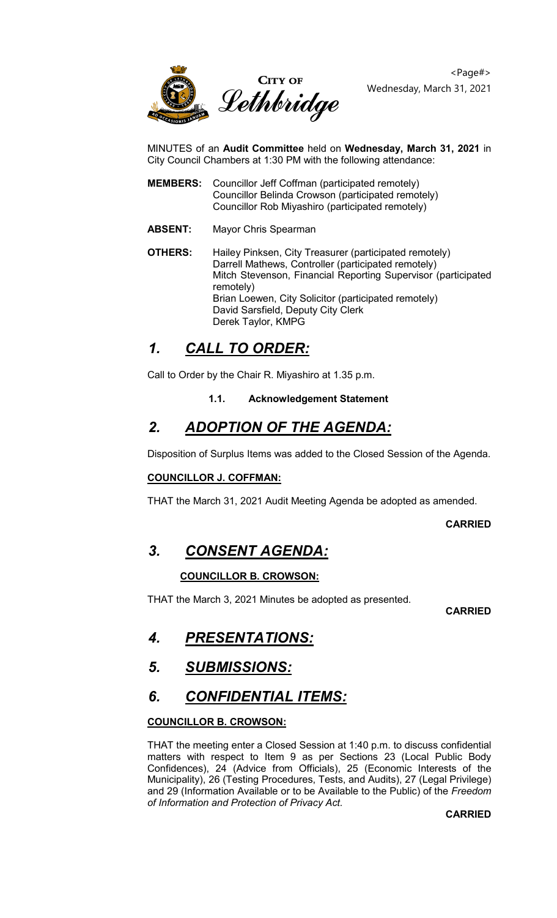MINUTES of an **Audit Committee** held on **Wednesday, March 31, 2021** in City Council Chambers at 1:30 PM with the following attendance:

**MEMBERS:** Councillor Jeff Coffman (participated remotely)
Councillor Belinda Crowson (participated remotely)
Councillor Rob Miyashiro (participated remotely)

**ABSENT:** Mayor Chris Spearman

**OTHERS:** Hailey Pinksen, City Treasurer (participated remotely)
Darrell Mathews, Controller (participated remotely)
Mitch Stevenson, Financial Reporting Supervisor (participated remotely)
Brian Loewen, City Solicitor (participated remotely)
David Sarsfield, Deputy City Clerk
Derek Taylor, KMPG

# *1. CALL TO ORDER:*

Call to Order by the Chair R. Miyashiro at 1.35 p.m.

**1.1. Acknowledgement Statement**

# *2. ADOPTION OF THE AGENDA:*

Disposition of Surplus Items was added to the Closed Session of the Agenda.

**COUNCILLOR J. COFFMAN:**

THAT the March 31, 2021 Audit Meeting Agenda be adopted as amended.

**CARRIED**

# *3. CONSENT AGENDA:*

**COUNCILLOR B. CROWSON:**

THAT the March 3, 2021 Minutes be adopted as presented.

**CARRIED**

# *4. PRESENTATIONS:*

# *5. SUBMISSIONS:*

# *6. CONFIDENTIAL ITEMS:*

**COUNCILLOR B. CROWSON:**

THAT the meeting enter a Closed Session at 1:40 p.m. to discuss confidential matters with respect to Item 9 as per Sections 23 (Local Public Body Confidences), 24 (Advice from Officials), 25 (Economic Interests of the Municipality), 26 (Testing Procedures, Tests, and Audits), 27 (Legal Privilege) and 29 (Information Available or to be Available to the Public) of the *Freedom of Information and Protection of Privacy Act*.

**CARRIED**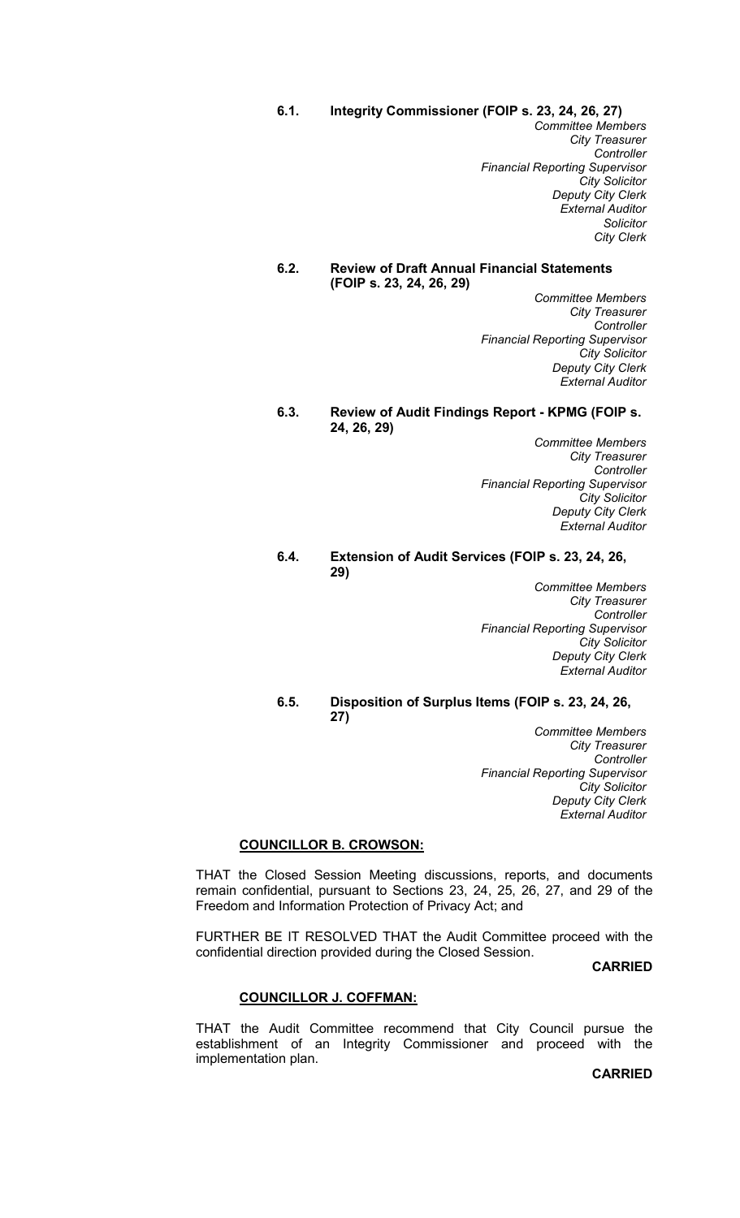**6.1. Integrity Commissioner (FOIP s. 23, 24, 26, 27)**

*Committee Members*
*City Treasurer*
*Controller*
*Financial Reporting Supervisor*
*City Solicitor*
*Deputy City Clerk*
*External Auditor*
*Solicitor*
*City Clerk*

**6.2. Review of Draft Annual Financial Statements (FOIP s. 23, 24, 26, 29)**

*Committee Members*
*City Treasurer*
*Controller*
*Financial Reporting Supervisor*
*City Solicitor*
*Deputy City Clerk*
*External Auditor*

**6.3. Review of Audit Findings Report - KPMG (FOIP s. 24, 26, 29)**

*Committee Members*
*City Treasurer*
*Controller*
*Financial Reporting Supervisor*
*City Solicitor*
*Deputy City Clerk*
*External Auditor*

**6.4. Extension of Audit Services (FOIP s. 23, 24, 26, 29)**

*Committee Members*
*City Treasurer*
*Controller*
*Financial Reporting Supervisor*
*City Solicitor*
*Deputy City Clerk*
*External Auditor*

**6.5. Disposition of Surplus Items (FOIP s. 23, 24, 26, 27)**

*Committee Members*
*City Treasurer*
*Controller*
*Financial Reporting Supervisor*
*City Solicitor*
*Deputy City Clerk*
*External Auditor*

**COUNCILLOR B. CROWSON:**

THAT the Closed Session Meeting discussions, reports, and documents remain confidential, pursuant to Sections 23, 24, 25, 26, 27, and 29 of the Freedom and Information Protection of Privacy Act; and

FURTHER BE IT RESOLVED THAT the Audit Committee proceed with the confidential direction provided during the Closed Session.

**CARRIED**

**COUNCILLOR J. COFFMAN:**

THAT the Audit Committee recommend that City Council pursue the establishment of an Integrity Commissioner and proceed with the implementation plan.

**CARRIED**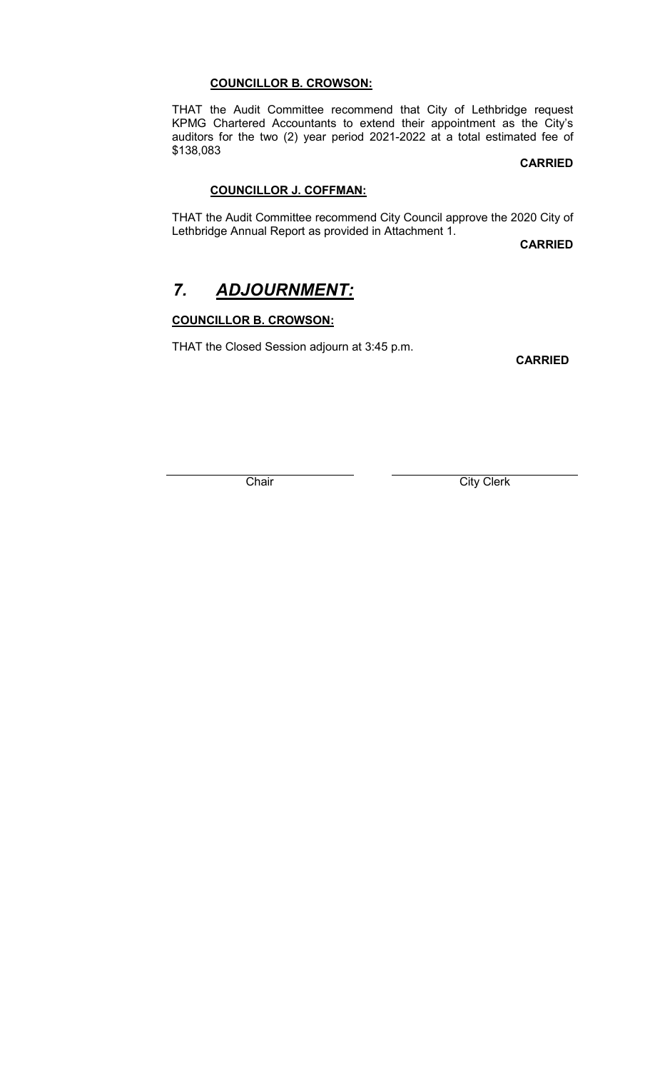**COUNCILLOR B. CROWSON:**

THAT the Audit Committee recommend that City of Lethbridge request KPMG Chartered Accountants to extend their appointment as the City's auditors for the two (2) year period 2021-2022 at a total estimated fee of $138,083

**CARRIED**

**COUNCILLOR J. COFFMAN:**

THAT the Audit Committee recommend City Council approve the 2020 City of Lethbridge Annual Report as provided in Attachment 1.

**CARRIED**

## *7. ADJOURNMENT:*

**COUNCILLOR B. CROWSON:**

THAT the Closed Session adjourn at 3:45 p.m.

**CARRIED**

| | |
|---|---|
| Chair | City Clerk |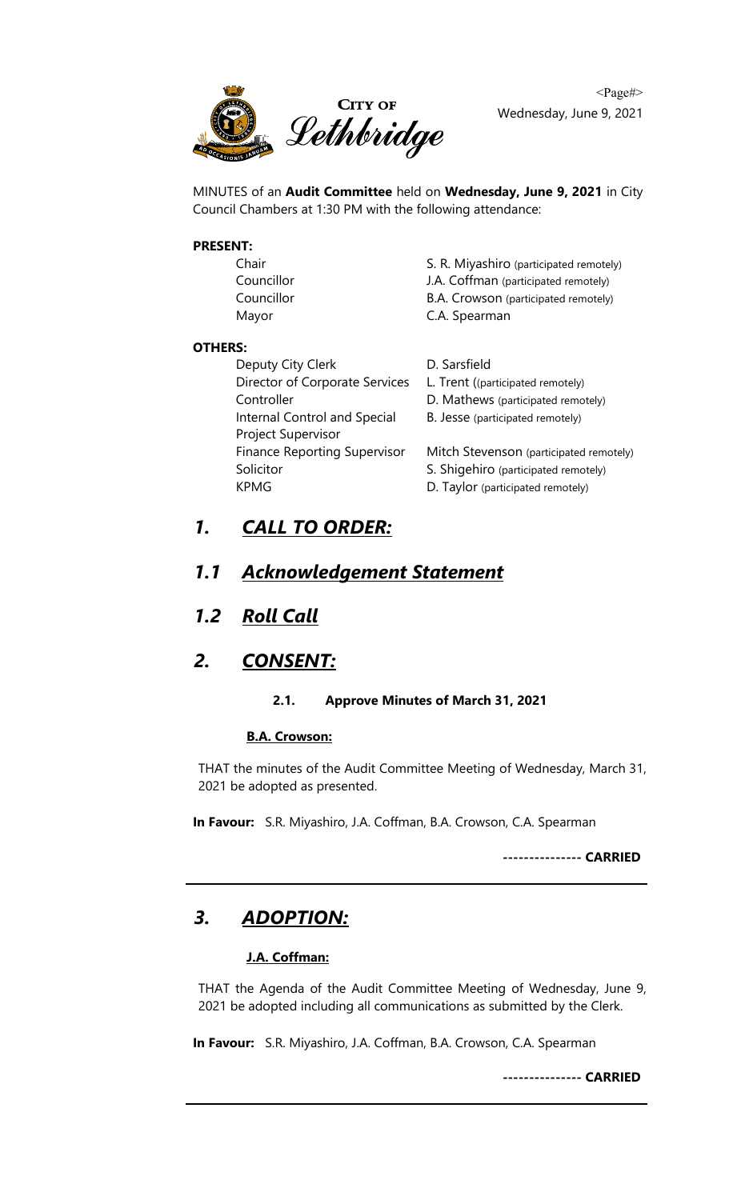MINUTES of an **Audit Committee** held on **Wednesday, June 9, 2021** in City Council Chambers at 1:30 PM with the following attendance:

**PRESENT:**

| | |
|---|---|
| Chair | S. R. Miyashiro (participated remotely) |
| Councillor | J.A. Coffman (participated remotely) |
| Councillor | B.A. Crowson (participated remotely) |
| Mayor | C.A. Spearman |

**OTHERS:**

| | |
|---|---|
| Deputy City Clerk | D. Sarsfield |
| Director of Corporate Services | L. Trent ((participated remotely) |
| Controller | D. Mathews (participated remotely) |
| Internal Control and Special Project Supervisor | B. Jesse (participated remotely) |
| Finance Reporting Supervisor | Mitch Stevenson (participated remotely) |
| Solicitor | S. Shigehiro (participated remotely) |
| KPMG | D. Taylor (participated remotely) |

# *1. CALL TO ORDER:*

## *1.1 Acknowledgement Statement*

## *1.2 Roll Call*

# *2. CONSENT:*

### 2.1. Approve Minutes of March 31, 2021

**B.A. Crowson:**

THAT the minutes of the Audit Committee Meeting of Wednesday, March 31, 2021 be adopted as presented.

**In Favour:** S.R. Miyashiro, J.A. Coffman, B.A. Crowson, C.A. Spearman

**--------------- CARRIED**

# *3. ADOPTION:*

**J.A. Coffman:**

THAT the Agenda of the Audit Committee Meeting of Wednesday, June 9, 2021 be adopted including all communications as submitted by the Clerk.

**In Favour:** S.R. Miyashiro, J.A. Coffman, B.A. Crowson, C.A. Spearman

**--------------- CARRIED**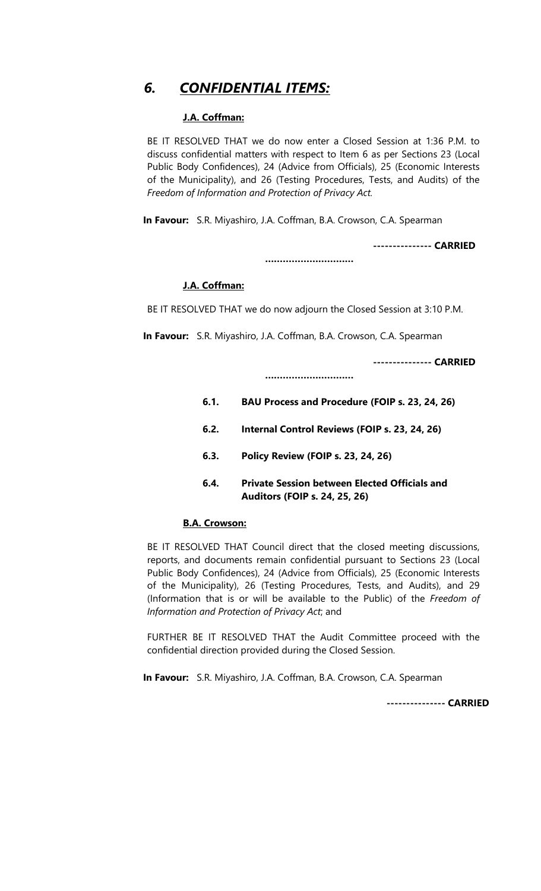## *6. CONFIDENTIAL ITEMS:*

**J.A. Coffman:**

BE IT RESOLVED THAT we do now enter a Closed Session at 1:36 P.M. to discuss confidential matters with respect to Item 6 as per Sections 23 (Local Public Body Confidences), 24 (Advice from Officials), 25 (Economic Interests of the Municipality), and 26 (Testing Procedures, Tests, and Audits) of the *Freedom of Information and Protection of Privacy Act.*

**In Favour:** S.R. Miyashiro, J.A. Coffman, B.A. Crowson, C.A. Spearman

**--------------- CARRIED**

**..............................**

**J.A. Coffman:**

BE IT RESOLVED THAT we do now adjourn the Closed Session at 3:10 P.M.

**In Favour:** S.R. Miyashiro, J.A. Coffman, B.A. Crowson, C.A. Spearman

**--------------- CARRIED**

**..............................**

**6.1. BAU Process and Procedure (FOIP s. 23, 24, 26)**

**6.2. Internal Control Reviews (FOIP s. 23, 24, 26)**

**6.3. Policy Review (FOIP s. 23, 24, 26)**

**6.4. Private Session between Elected Officials and Auditors (FOIP s. 24, 25, 26)**

**B.A. Crowson:**

BE IT RESOLVED THAT Council direct that the closed meeting discussions, reports, and documents remain confidential pursuant to Sections 23 (Local Public Body Confidences), 24 (Advice from Officials), 25 (Economic Interests of the Municipality), 26 (Testing Procedures, Tests, and Audits), and 29 (Information that is or will be available to the Public) of the *Freedom of Information and Protection of Privacy Act*; and

FURTHER BE IT RESOLVED THAT the Audit Committee proceed with the confidential direction provided during the Closed Session.

**In Favour:** S.R. Miyashiro, J.A. Coffman, B.A. Crowson, C.A. Spearman

**--------------- CARRIED**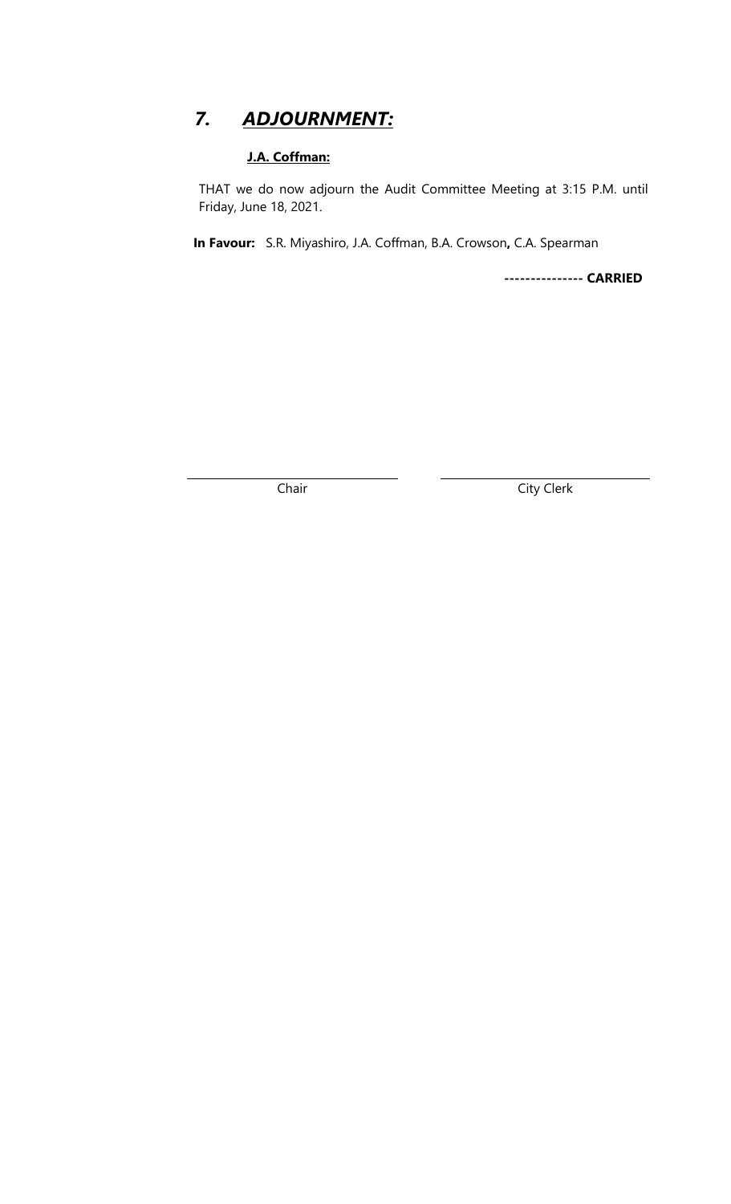## *7. ADJOURNMENT:*

**J.A. Coffman:**

THAT we do now adjourn the Audit Committee Meeting at 3:15 P.M. until Friday, June 18, 2021.

**In Favour:** S.R. Miyashiro, J.A. Coffman, B.A. Crowson**,** C.A. Spearman

**--------------- CARRIED**

Chair

City Clerk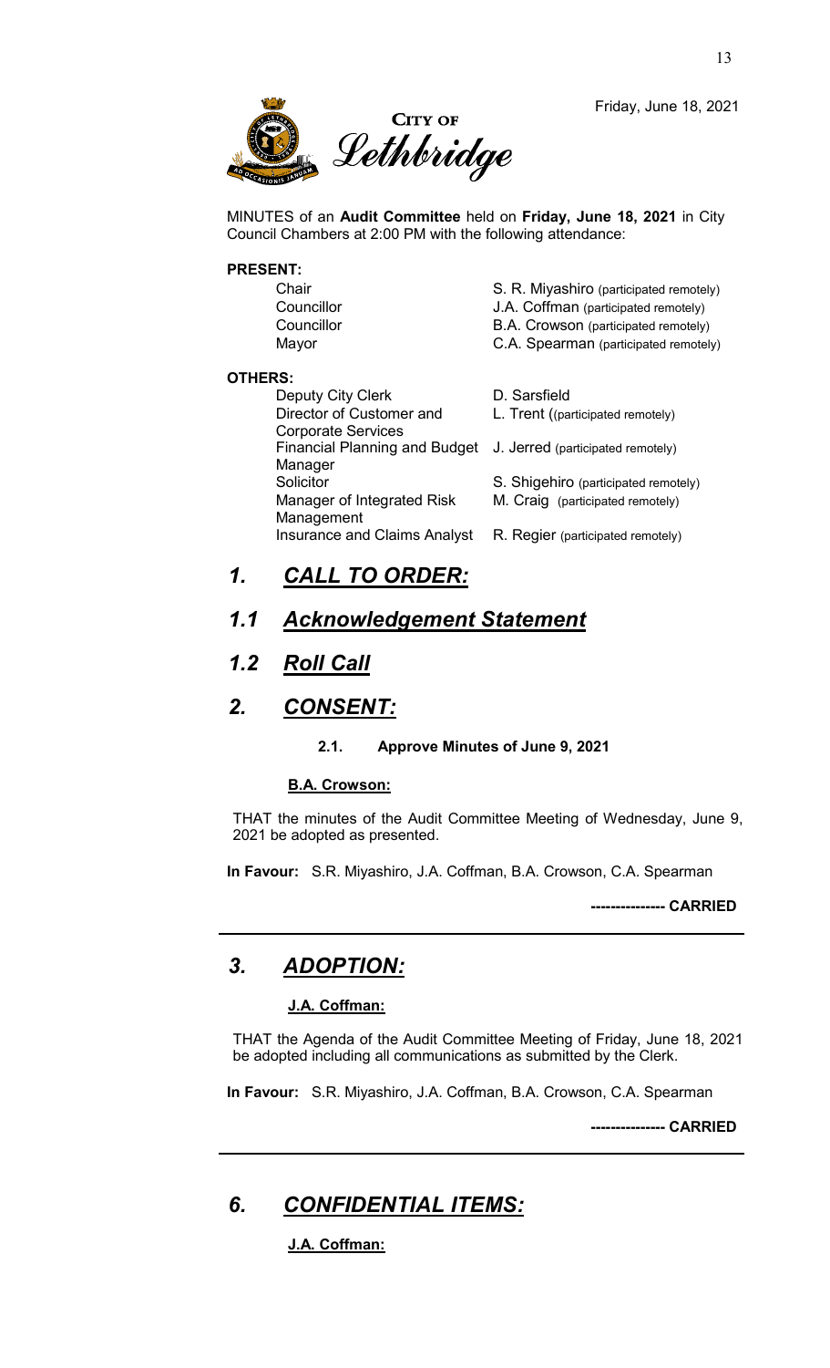Friday, June 18, 2021

**CITY OF Lethbridge**

MINUTES of an **Audit Committee** held on **Friday, June 18, 2021** in City Council Chambers at 2:00 PM with the following attendance:

**PRESENT:**

| | |
|---|---|
| Chair | S. R. Miyashiro (participated remotely) |
| Councillor | J.A. Coffman (participated remotely) |
| Councillor | B.A. Crowson (participated remotely) |
| Mayor | C.A. Spearman (participated remotely) |

**OTHERS:**

| | |
|---|---|
| Deputy City Clerk | D. Sarsfield |
| Director of Customer and Corporate Services | L. Trent ((participated remotely) |
| Financial Planning and Budget Manager | J. Jerred (participated remotely) |
| Solicitor | S. Shigehiro (participated remotely) |
| Manager of Integrated Risk Management | M. Craig (participated remotely) |
| Insurance and Claims Analyst | R. Regier (participated remotely) |

# *1. CALL TO ORDER:*

# *1.1 Acknowledgement Statement*

# *1.2 Roll Call*

# *2. CONSENT:*

**2.1. Approve Minutes of June 9, 2021**

**B.A. Crowson:**

THAT the minutes of the Audit Committee Meeting of Wednesday, June 9, 2021 be adopted as presented.

**In Favour:** S.R. Miyashiro, J.A. Coffman, B.A. Crowson, C.A. Spearman

**--------------- CARRIED**

# *3. ADOPTION:*

**J.A. Coffman:**

THAT the Agenda of the Audit Committee Meeting of Friday, June 18, 2021 be adopted including all communications as submitted by the Clerk.

**In Favour:** S.R. Miyashiro, J.A. Coffman, B.A. Crowson, C.A. Spearman

**--------------- CARRIED**

# *6. CONFIDENTIAL ITEMS:*

**J.A. Coffman:**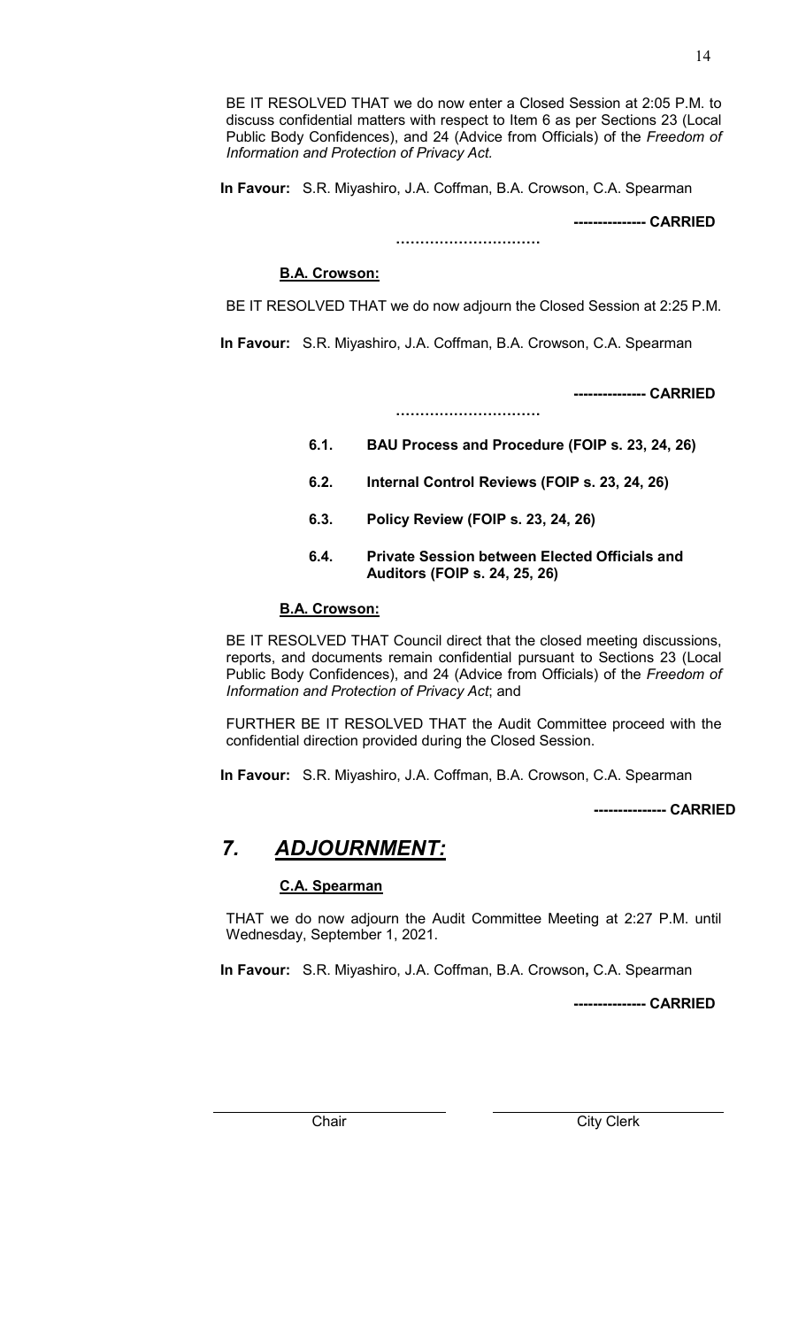BE IT RESOLVED THAT we do now enter a Closed Session at 2:05 P.M. to discuss confidential matters with respect to Item 6 as per Sections 23 (Local Public Body Confidences), and 24 (Advice from Officials) of the *Freedom of Information and Protection of Privacy Act.*

**In Favour:** S.R. Miyashiro, J.A. Coffman, B.A. Crowson, C.A. Spearman

**--------------- CARRIED**

**…………………………**

**B.A. Crowson:**

BE IT RESOLVED THAT we do now adjourn the Closed Session at 2:25 P.M.

**In Favour:** S.R. Miyashiro, J.A. Coffman, B.A. Crowson, C.A. Spearman

**--------------- CARRIED**

**…………………………**

**6.1. BAU Process and Procedure (FOIP s. 23, 24, 26)**

**6.2. Internal Control Reviews (FOIP s. 23, 24, 26)**

**6.3. Policy Review (FOIP s. 23, 24, 26)**

**6.4. Private Session between Elected Officials and Auditors (FOIP s. 24, 25, 26)**

**B.A. Crowson:**

BE IT RESOLVED THAT Council direct that the closed meeting discussions, reports, and documents remain confidential pursuant to Sections 23 (Local Public Body Confidences), and 24 (Advice from Officials) of the *Freedom of Information and Protection of Privacy Act*; and

FURTHER BE IT RESOLVED THAT the Audit Committee proceed with the confidential direction provided during the Closed Session.

**In Favour:** S.R. Miyashiro, J.A. Coffman, B.A. Crowson, C.A. Spearman

**--------------- CARRIED**

# *7. ADJOURNMENT:*

**C.A. Spearman**

THAT we do now adjourn the Audit Committee Meeting at 2:27 P.M. until Wednesday, September 1, 2021.

**In Favour:** S.R. Miyashiro, J.A. Coffman, B.A. Crowson**,** C.A. Spearman

**--------------- CARRIED**

Chair

City Clerk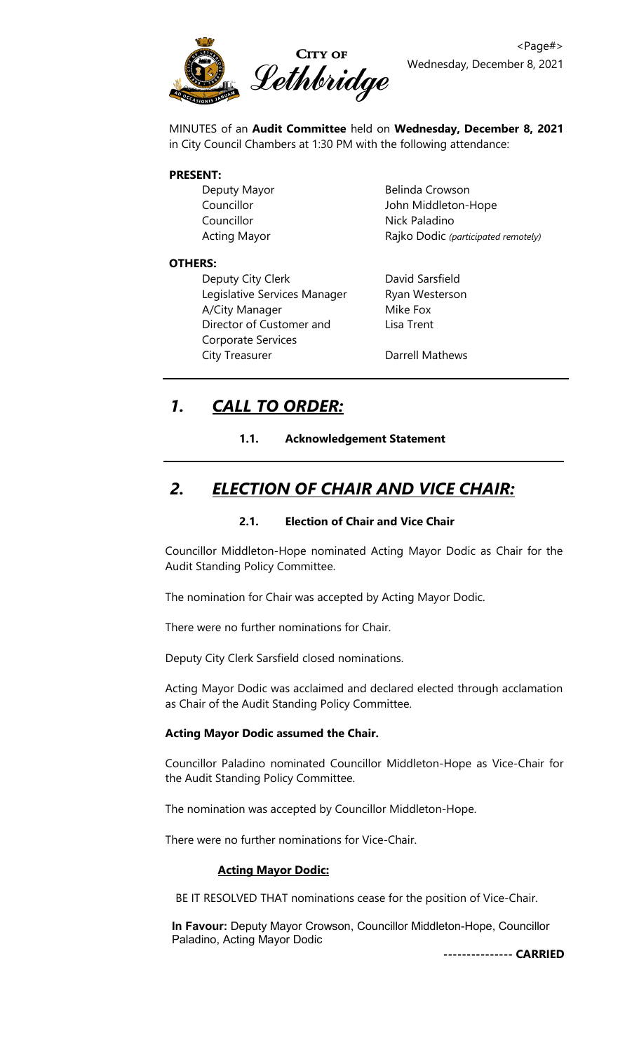MINUTES of an **Audit Committee** held on **Wednesday, December 8, 2021** in City Council Chambers at 1:30 PM with the following attendance:

**PRESENT:**

| | |
|---|---|
| Deputy Mayor | Belinda Crowson |
| Councillor | John Middleton-Hope |
| Councillor | Nick Paladino |
| Acting Mayor | Rajko Dodic *(participated remotely)* |

**OTHERS:**

| | |
|---|---|
| Deputy City Clerk | David Sarsfield |
| Legislative Services Manager | Ryan Westerson |
| A/City Manager | Mike Fox |
| Director of Customer and Corporate Services | Lisa Trent |
| City Treasurer | Darrell Mathews |

# *1. CALL TO ORDER:*

**1.1. Acknowledgement Statement**

# *2. ELECTION OF CHAIR AND VICE CHAIR:*

**2.1. Election of Chair and Vice Chair**

Councillor Middleton-Hope nominated Acting Mayor Dodic as Chair for the Audit Standing Policy Committee.

The nomination for Chair was accepted by Acting Mayor Dodic.

There were no further nominations for Chair.

Deputy City Clerk Sarsfield closed nominations.

Acting Mayor Dodic was acclaimed and declared elected through acclamation as Chair of the Audit Standing Policy Committee.

**Acting Mayor Dodic assumed the Chair.**

Councillor Paladino nominated Councillor Middleton-Hope as Vice-Chair for the Audit Standing Policy Committee.

The nomination was accepted by Councillor Middleton-Hope.

There were no further nominations for Vice-Chair.

**Acting Mayor Dodic:**

BE IT RESOLVED THAT nominations cease for the position of Vice-Chair.

**In Favour:** Deputy Mayor Crowson, Councillor Middleton-Hope, Councillor Paladino, Acting Mayor Dodic

**--------------- CARRIED**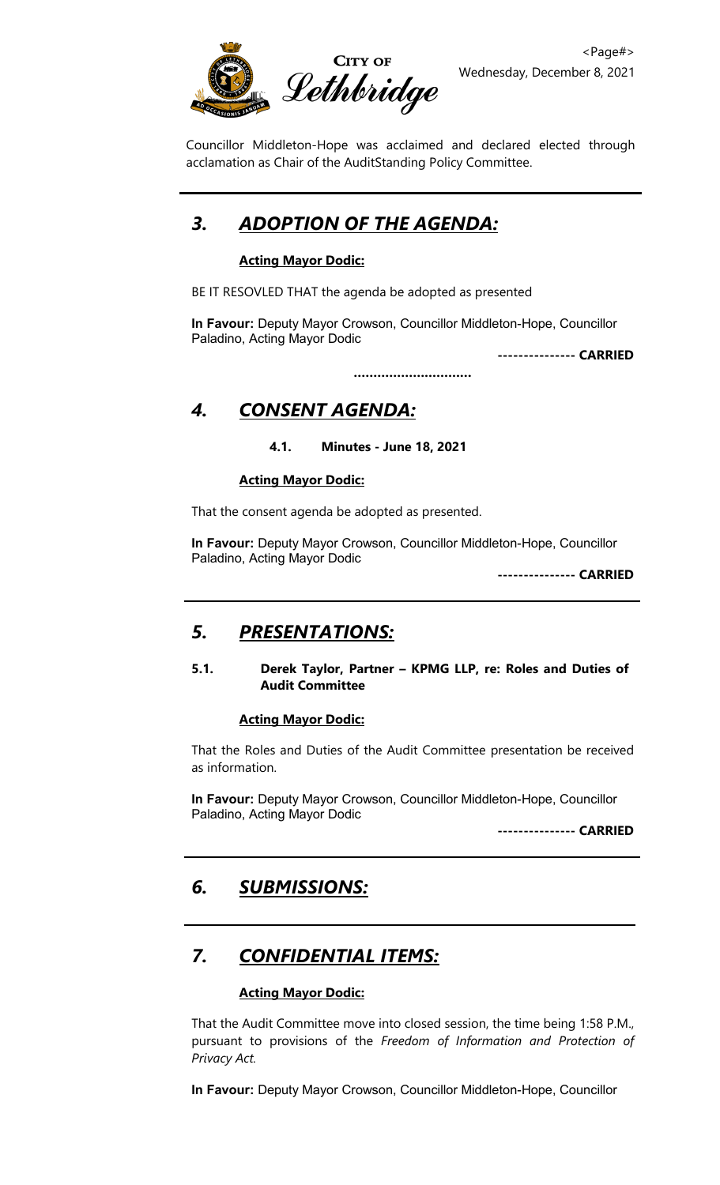Councillor Middleton-Hope was acclaimed and declared elected through acclamation as Chair of the AuditStanding Policy Committee.

## *3. ADOPTION OF THE AGENDA:*

**Acting Mayor Dodic:**

BE IT RESOVLED THAT the agenda be adopted as presented

**In Favour:** Deputy Mayor Crowson, Councillor Middleton-Hope, Councillor Paladino, Acting Mayor Dodic

**--------------- CARRIED**

..............................

## *4. CONSENT AGENDA:*

**4.1. Minutes - June 18, 2021**

**Acting Mayor Dodic:**

That the consent agenda be adopted as presented.

**In Favour:** Deputy Mayor Crowson, Councillor Middleton-Hope, Councillor Paladino, Acting Mayor Dodic

**--------------- CARRIED**

## *5. PRESENTATIONS:*

**5.1. Derek Taylor, Partner – KPMG LLP, re: Roles and Duties of Audit Committee**

**Acting Mayor Dodic:**

That the Roles and Duties of the Audit Committee presentation be received as information.

**In Favour:** Deputy Mayor Crowson, Councillor Middleton-Hope, Councillor Paladino, Acting Mayor Dodic

**--------------- CARRIED**

## *6. SUBMISSIONS:*

## *7. CONFIDENTIAL ITEMS:*

**Acting Mayor Dodic:**

That the Audit Committee move into closed session, the time being 1:58 P.M., pursuant to provisions of the *Freedom of Information and Protection of Privacy Act.*

**In Favour:** Deputy Mayor Crowson, Councillor Middleton-Hope, Councillor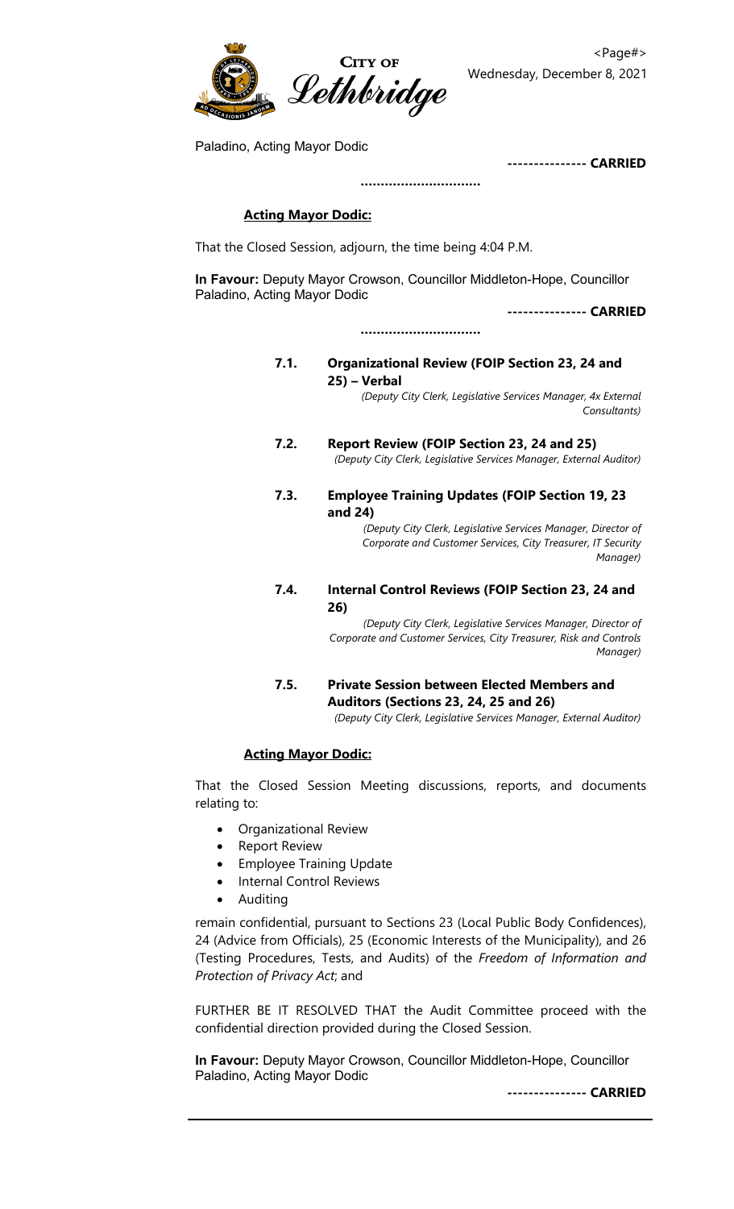Paladino, Acting Mayor Dodic

**--------------- CARRIED**

**..............................**

**Acting Mayor Dodic:**

That the Closed Session, adjourn, the time being 4:04 P.M.

**In Favour:** Deputy Mayor Crowson, Councillor Middleton-Hope, Councillor Paladino, Acting Mayor Dodic

**--------------- CARRIED**

**..............................**

**7.1. Organizational Review (FOIP Section 23, 24 and 25) – Verbal**

*(Deputy City Clerk, Legislative Services Manager, 4x External Consultants)*

**7.2. Report Review (FOIP Section 23, 24 and 25)**

*(Deputy City Clerk, Legislative Services Manager, External Auditor)*

**7.3. Employee Training Updates (FOIP Section 19, 23 and 24)**

*(Deputy City Clerk, Legislative Services Manager, Director of Corporate and Customer Services, City Treasurer, IT Security Manager)*

**7.4. Internal Control Reviews (FOIP Section 23, 24 and 26)**

*(Deputy City Clerk, Legislative Services Manager, Director of Corporate and Customer Services, City Treasurer, Risk and Controls Manager)*

**7.5. Private Session between Elected Members and Auditors (Sections 23, 24, 25 and 26)**

*(Deputy City Clerk, Legislative Services Manager, External Auditor)*

**Acting Mayor Dodic:**

That the Closed Session Meeting discussions, reports, and documents relating to:

- Organizational Review
- Report Review
- Employee Training Update
- Internal Control Reviews
- Auditing

remain confidential, pursuant to Sections 23 (Local Public Body Confidences), 24 (Advice from Officials), 25 (Economic Interests of the Municipality), and 26 (Testing Procedures, Tests, and Audits) of the *Freedom of Information and Protection of Privacy Act*; and

FURTHER BE IT RESOLVED THAT the Audit Committee proceed with the confidential direction provided during the Closed Session.

**In Favour:** Deputy Mayor Crowson, Councillor Middleton-Hope, Councillor Paladino, Acting Mayor Dodic

**--------------- CARRIED**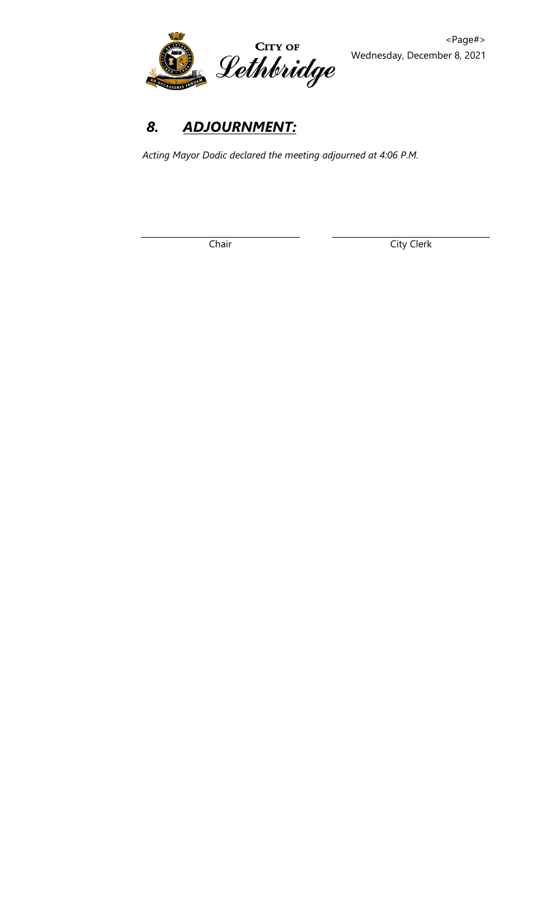## *8. ADJOURNMENT:*

*Acting Mayor Dodic declared the meeting adjourned at 4:06 P.M.*

| | |
|---|---|
| Chair | City Clerk |